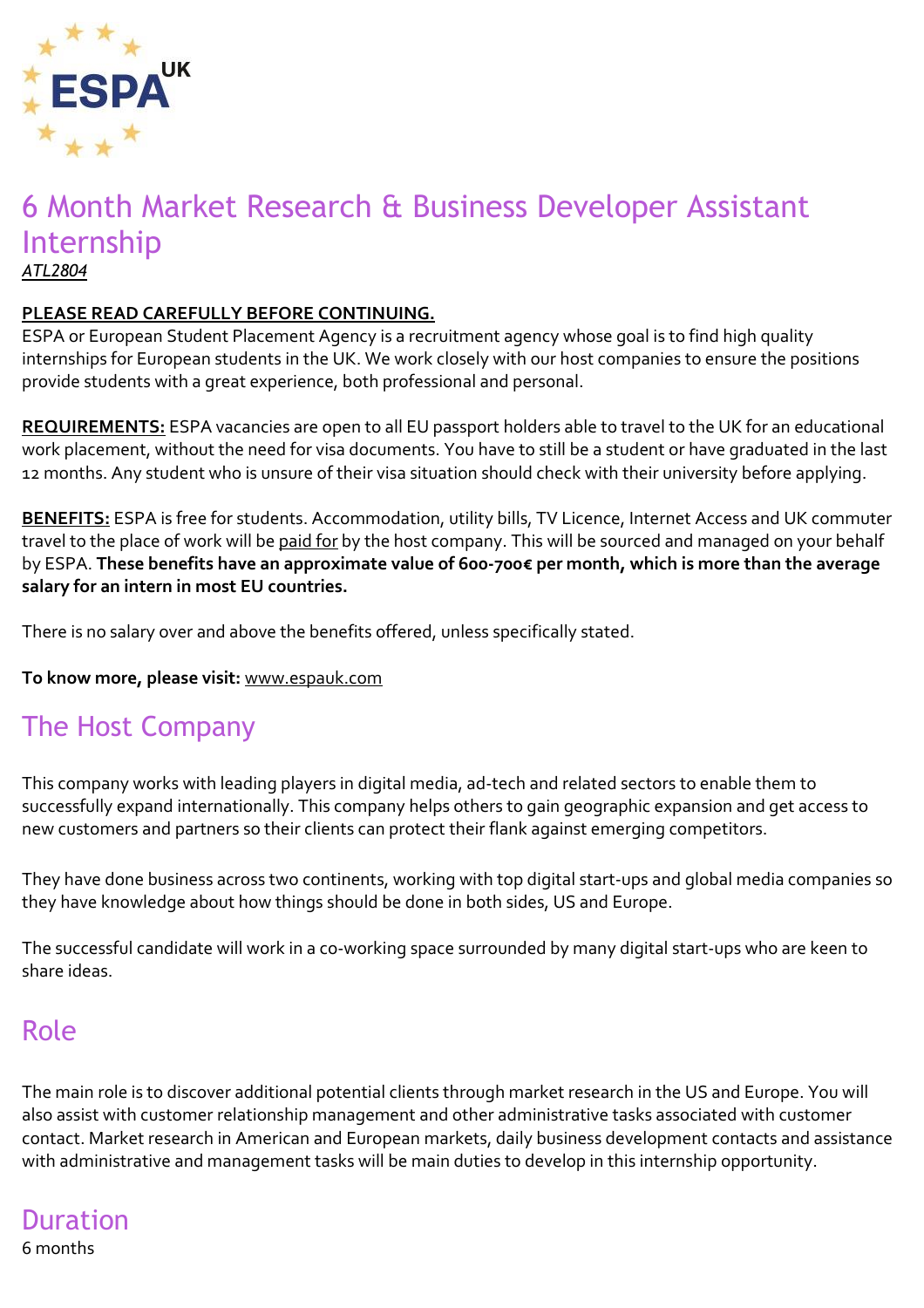# 6 Month Market Research & Business Developer Assistant Internship

*ATL2804*

**PLEASE READ CAREFULLY BEFORE CONTINUING.**

ESPA or European Student Placement Agency is a recruitment agency whose goal is to find high quality internships for European students in the UK. We work closely with our host companies to ensure the positions provide students with a great experience, both professional and personal.

**REQUIREMENTS:** ESPA vacancies are open to all EU passport holders able to travel to the UK for an educational work placement, without the need for visa documents. You have to still be a student or have graduated in the last 12 months. Any student who is unsure of their visa situation should check with their university before applying.

**BENEFITS:** ESPA is free for students. Accommodation, utility bills, TV Licence, Internet Access and UK commuter travel to the place of work will be paid for by the host company. This will be sourced and managed on your behalf by ESPA. **These benefits have an approximate value of 600-700€ per month, which is more than the average salary for an intern in most EU countries.**

There is no salary over and above the benefits offered, unless specifically stated.

**To know more, please visit:** www.espauk.com

## The Host Company

This company works with leading players in digital media, ad-tech and related sectors to enable them to successfully expand internationally. This company helps others to gain geographic expansion and get access to new customers and partners so their clients can protect their flank against emerging competitors.

They have done business across two continents, working with top digital start-ups and global media companies so they have knowledge about how things should be done in both sides, US and Europe.

The successful candidate will work in a co-working space surrounded by many digital start-ups who are keen to share ideas.

## Role

The main role is to discover additional potential clients through market research in the US and Europe. You will also assist with customer relationship management and other administrative tasks associated with customer contact. Market research in American and European markets, daily business development contacts and assistance with administrative and management tasks will be main duties to develop in this internship opportunity.

## Duration

6 months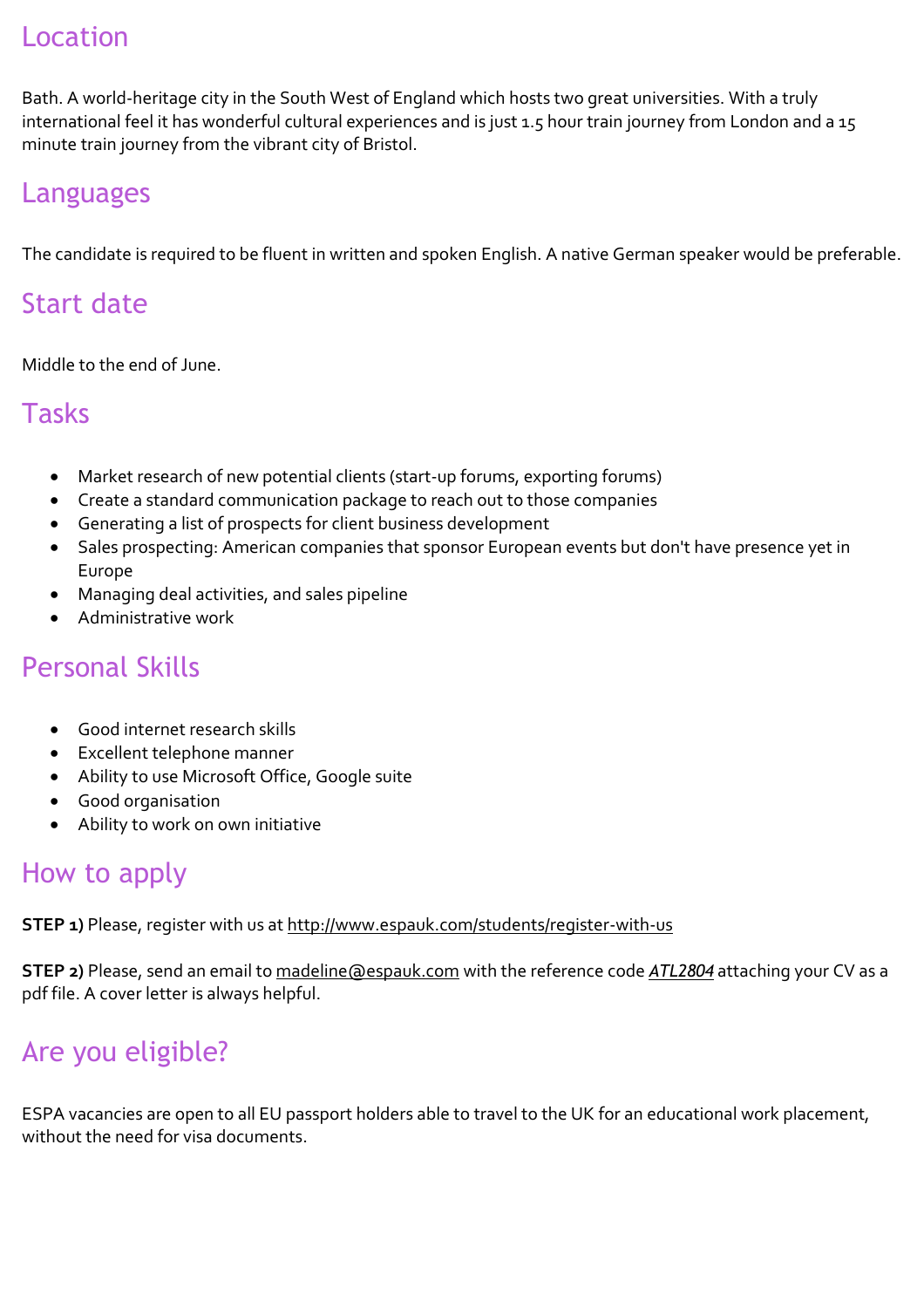## Location

Bath. A world-heritage city in the South West of England which hosts two great universities. With a truly international feel it has wonderful cultural experiences and is just 1.5 hour train journey from London and a 15 minute train journey from the vibrant city of Bristol.

## Languages

The candidate is required to be fluent in written and spoken English. A native German speaker would be preferable.

## Start date

Middle to the end of June.

## Tasks

- Market research of new potential clients (start-up forums, exporting forums)
- Create a standard communication package to reach out to those companies
- Generating a list of prospects for client business development
- Sales prospecting: American companies that sponsor European events but don't have presence yet in Europe
- Managing deal activities, and sales pipeline
- Administrative work

## Personal Skills

- Good internet research skills
- Excellent telephone manner
- Ability to use Microsoft Office, Google suite
- Good organisation
- Ability to work on own initiative

## How to apply

**STEP 1)** Please, register with us at http://www.espauk.com/students/register-with-us

**STEP 2)** Please, send an email to madeline@espauk.com with the reference code ***ATL2804*** attaching your CV as a pdf file. A cover letter is always helpful.

## Are you eligible?

ESPA vacancies are open to all EU passport holders able to travel to the UK for an educational work placement, without the need for visa documents.